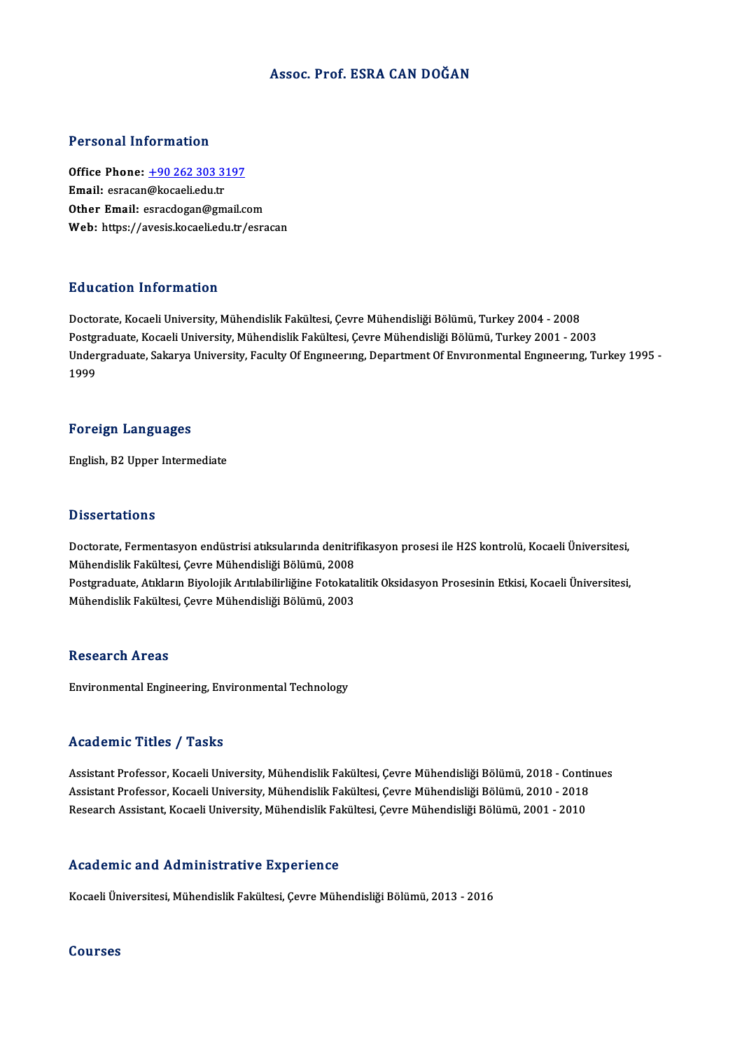# Assoc. Prof. ESRA CAN DOĞAN

## Personal Information

**Office Phone:** +90 262 303 3197
**Email:** esracan@kocaeli.edu.tr
**Other Email:** esracdogan@gmail.com
**Web:** https://avesis.kocaeli.edu.tr/esracan

## Education Information

Doctorate, Kocaeli University, Mühendislik Fakültesi, Çevre Mühendisliği Bölümü, Turkey 2004 - 2008
Postgraduate, Kocaeli University, Mühendislik Fakültesi, Çevre Mühendisliği Bölümü, Turkey 2001 - 2003
Undergraduate, Sakarya University, Faculty Of Engıneerıng, Department Of Envıronmental Engıneerıng, Turkey 1995 - 1999

## Foreign Languages

English, B2 Upper Intermediate

## Dissertations

Doctorate, Fermentasyon endüstrisi atıksularında denitrifikasyon prosesi ile H2S kontrolü, Kocaeli Üniversitesi, Mühendislik Fakültesi, Çevre Mühendisliği Bölümü, 2008
Postgraduate, Atıkların Biyolojik Arıtılabilirliğine Fotokatalitik Oksidasyon Prosesinin Etkisi, Kocaeli Üniversitesi, Mühendislik Fakültesi, Çevre Mühendisliği Bölümü, 2003

## Research Areas

Environmental Engineering, Environmental Technology

## Academic Titles / Tasks

Assistant Professor, Kocaeli University, Mühendislik Fakültesi, Çevre Mühendisliği Bölümü, 2018 - Continues
Assistant Professor, Kocaeli University, Mühendislik Fakültesi, Çevre Mühendisliği Bölümü, 2010 - 2018
Research Assistant, Kocaeli University, Mühendislik Fakültesi, Çevre Mühendisliği Bölümü, 2001 - 2010

## Academic and Administrative Experience

Kocaeli Üniversitesi, Mühendislik Fakültesi, Çevre Mühendisliği Bölümü, 2013 - 2016

## Courses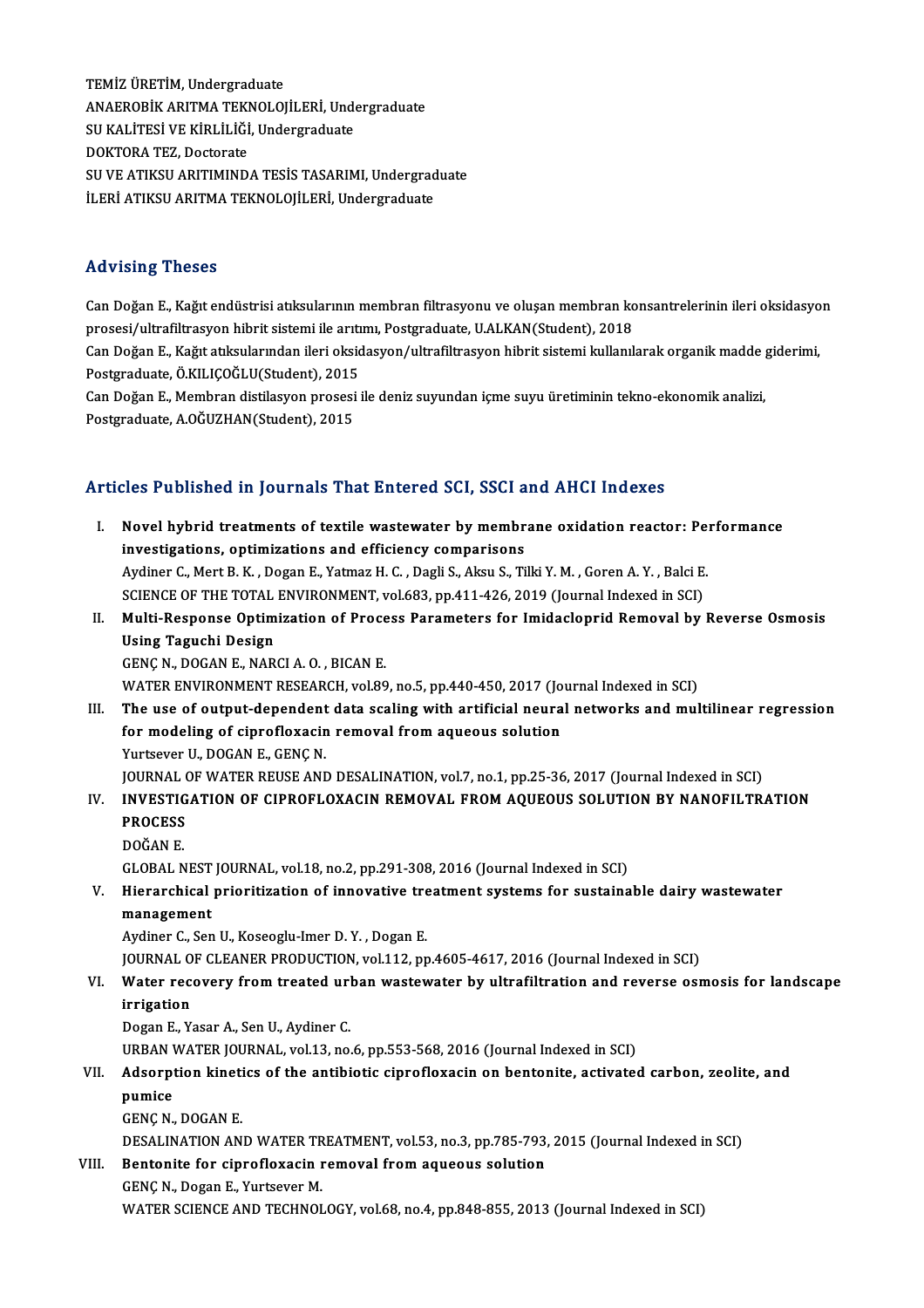TEMİZ ÜRETİM, Undergraduate
ANAEROBİK ARITMA TEKNOLOJİLERİ, Undergraduate
SU KALİTESİ VE KİRLİLİĞİ, Undergraduate
DOKTORA TEZ, Doctorate
SU VE ATIKSU ARITIMINDA TESİS TASARIMI, Undergraduate
İLERİ ATIKSU ARITMA TEKNOLOJİLERİ, Undergraduate

## Advising Theses

Can Doğan E., Kağıt endüstrisi atıksularının membran filtrasyonu ve oluşan membran konsantrelerinin ileri oksidasyon prosesi/ultrafiltrasyon hibrit sistemi ile arıtımı, Postgraduate, U.ALKAN(Student), 2018
Can Doğan E., Kağıt atıksularından ileri oksidasyon/ultrafiltrasyon hibrit sistemi kullanılarak organik madde giderimi, Postgraduate, Ö.KILIÇOĞLU(Student), 2015
Can Doğan E., Membran distilasyon prosesi ile deniz suyundan içme suyu üretiminin tekno-ekonomik analizi, Postgraduate, A.OĞUZHAN(Student), 2015

## Articles Published in Journals That Entered SCI, SSCI and AHCI Indexes

I. **Novel hybrid treatments of textile wastewater by membrane oxidation reactor: Performance investigations, optimizations and efficiency comparisons**
Aydiner C., Mert B. K. , Dogan E., Yatmaz H. C. , Dagli S., Aksu S., Tilki Y. M. , Goren A. Y. , Balci E.
SCIENCE OF THE TOTAL ENVIRONMENT, vol.683, pp.411-426, 2019 (Journal Indexed in SCI)

II. **Multi-Response Optimization of Process Parameters for Imidacloprid Removal by Reverse Osmosis Using Taguchi Design**
GENÇ N., DOGAN E., NARCI A. O. , BICAN E.
WATER ENVIRONMENT RESEARCH, vol.89, no.5, pp.440-450, 2017 (Journal Indexed in SCI)

III. **The use of output-dependent data scaling with artificial neural networks and multilinear regression for modeling of ciprofloxacin removal from aqueous solution**
Yurtsever U., DOGAN E., GENÇ N.
JOURNAL OF WATER REUSE AND DESALINATION, vol.7, no.1, pp.25-36, 2017 (Journal Indexed in SCI)

IV. **INVESTIGATION OF CIPROFLOXACIN REMOVAL FROM AQUEOUS SOLUTION BY NANOFILTRATION PROCESS**
DOĞAN E.
GLOBAL NEST JOURNAL, vol.18, no.2, pp.291-308, 2016 (Journal Indexed in SCI)

V. **Hierarchical prioritization of innovative treatment systems for sustainable dairy wastewater management**
Aydiner C., Sen U., Koseoglu-Imer D. Y. , Dogan E.
JOURNAL OF CLEANER PRODUCTION, vol.112, pp.4605-4617, 2016 (Journal Indexed in SCI)

VI. **Water recovery from treated urban wastewater by ultrafiltration and reverse osmosis for landscape irrigation**
Dogan E., Yasar A., Sen U., Aydiner C.
URBAN WATER JOURNAL, vol.13, no.6, pp.553-568, 2016 (Journal Indexed in SCI)

VII. **Adsorption kinetics of the antibiotic ciprofloxacin on bentonite, activated carbon, zeolite, and pumice**
GENÇ N., DOGAN E.
DESALINATION AND WATER TREATMENT, vol.53, no.3, pp.785-793, 2015 (Journal Indexed in SCI)

VIII. **Bentonite for ciprofloxacin removal from aqueous solution**
GENÇ N., Dogan E., Yurtsever M.
WATER SCIENCE AND TECHNOLOGY, vol.68, no.4, pp.848-855, 2013 (Journal Indexed in SCI)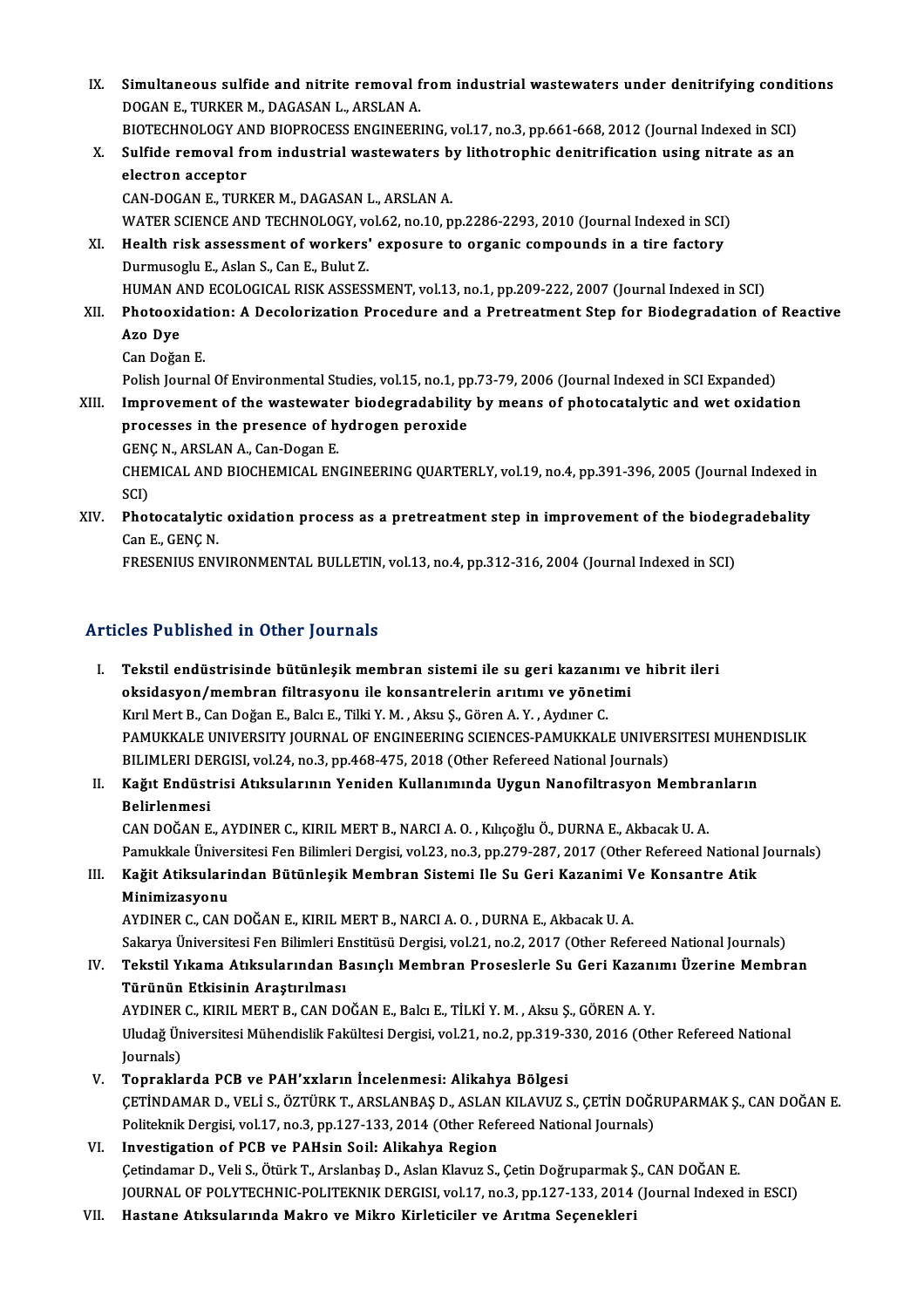IX. **Simultaneous sulfide and nitrite removal from industrial wastewaters under denitrifying conditions**
DOGAN E., TURKER M., DAGASAN L., ARSLAN A.
BIOTECHNOLOGY AND BIOPROCESS ENGINEERING, vol.17, no.3, pp.661-668, 2012 (Journal Indexed in SCI)

X. **Sulfide removal from industrial wastewaters by lithotrophic denitrification using nitrate as an electron acceptor**
CAN-DOGAN E., TURKER M., DAGASAN L., ARSLAN A.
WATER SCIENCE AND TECHNOLOGY, vol.62, no.10, pp.2286-2293, 2010 (Journal Indexed in SCI)

XI. **Health risk assessment of workers' exposure to organic compounds in a tire factory**
Durmusoglu E., Aslan S., Can E., Bulut Z.
HUMAN AND ECOLOGICAL RISK ASSESSMENT, vol.13, no.1, pp.209-222, 2007 (Journal Indexed in SCI)

XII. **Photooxidation: A Decolorization Procedure and a Pretreatment Step for Biodegradation of Reactive Azo Dye**
Can Doğan E.
Polish Journal Of Environmental Studies, vol.15, no.1, pp.73-79, 2006 (Journal Indexed in SCI Expanded)

XIII. **Improvement of the wastewater biodegradability by means of photocatalytic and wet oxidation processes in the presence of hydrogen peroxide**
GENÇ N., ARSLAN A., Can-Dogan E.
CHEMICAL AND BIOCHEMICAL ENGINEERING QUARTERLY, vol.19, no.4, pp.391-396, 2005 (Journal Indexed in SCI)

XIV. **Photocatalytic oxidation process as a pretreatment step in improvement of the biodegradebality**
Can E., GENÇ N.
FRESENIUS ENVIRONMENTAL BULLETIN, vol.13, no.4, pp.312-316, 2004 (Journal Indexed in SCI)

## Articles Published in Other Journals

I. **Tekstil endüstrisinde bütünleşik membran sistemi ile su geri kazanımı ve hibrit ileri oksidasyon/membran filtrasyonu ile konsantrelerin arıtımı ve yönetimi**
Kırıl Mert B., Can Doğan E., Balcı E., Tilki Y. M. , Aksu Ş., Gören A. Y. , Aydıner C.
PAMUKKALE UNIVERSITY JOURNAL OF ENGINEERING SCIENCES-PAMUKKALE UNIVERSITESI MUHENDISLIK BILIMLERI DERGISI, vol.24, no.3, pp.468-475, 2018 (Other Refereed National Journals)

II. **Kağıt Endüstrisi Atıksularının Yeniden Kullanımında Uygun Nanofiltrasyon Membranların Belirlenmesi**
CAN DOĞAN E., AYDINER C., KIRIL MERT B., NARCI A. O. , Kılıçoğlu Ö., DURNA E., Akbacak U. A.
Pamukkale Üniversitesi Fen Bilimleri Dergisi, vol.23, no.3, pp.279-287, 2017 (Other Refereed National Journals)

III. **Kağit Atiksularindan Bütünleşik Membran Sistemi Ile Su Geri Kazanimi Ve Konsantre Atik Minimizasyonu**
AYDINER C., CAN DOĞAN E., KIRIL MERT B., NARCI A. O. , DURNA E., Akbacak U. A.
Sakarya Üniversitesi Fen Bilimleri Enstitüsü Dergisi, vol.21, no.2, 2017 (Other Refereed National Journals)

IV. **Tekstil Yıkama Atıksularından Basınçlı Membran Proseslerle Su Geri Kazanımı Üzerine Membran Türünün Etkisinin Araştırılması**
AYDINER C., KIRIL MERT B., CAN DOĞAN E., Balcı E., TİLKİ Y. M. , Aksu Ş., GÖREN A. Y.
Uludağ Üniversitesi Mühendislik Fakültesi Dergisi, vol.21, no.2, pp.319-330, 2016 (Other Refereed National Journals)

V. **Topraklarda PCB ve PAH'xxların İncelenmesi: Alikahya Bölgesi**
ÇETİNDAMAR D., VELİ S., ÖZTÜRK T., ARSLANBAŞ D., ASLAN KILAVUZ S., ÇETİN DOĞRUPARMAK Ş., CAN DOĞAN E.
Politeknik Dergisi, vol.17, no.3, pp.127-133, 2014 (Other Refereed National Journals)

VI. **Investigation of PCB ve PAHsin Soil: Alikahya Region**
Çetindamar D., Veli S., Ötürk T., Arslanbaş D., Aslan Klavuz S., Çetin Doğruparmak Ş., CAN DOĞAN E.
JOURNAL OF POLYTECHNIC-POLITEKNIK DERGISI, vol.17, no.3, pp.127-133, 2014 (Journal Indexed in ESCI)

VII. **Hastane Atıksularında Makro ve Mikro Kirleticiler ve Arıtma Seçenekleri**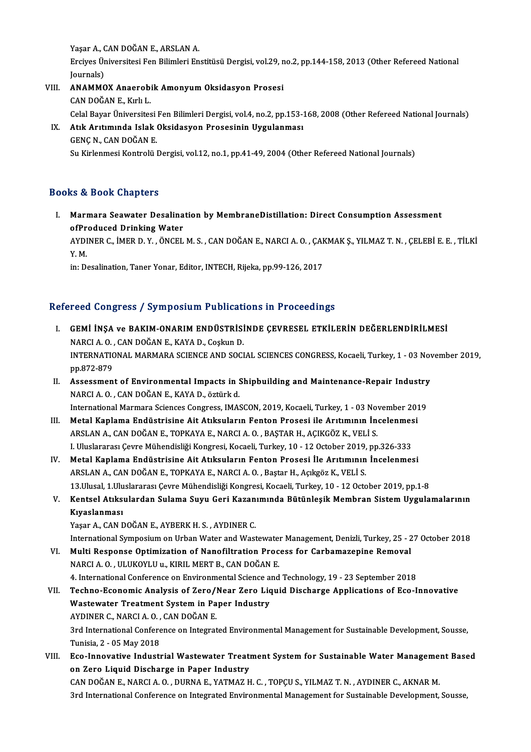Yaşar A., CAN DOĞAN E., ARSLAN A.
Erciyes Üniversitesi Fen Bilimleri Enstitüsü Dergisi, vol.29, no.2, pp.144-158, 2013 (Other Refereed National Journals)

VIII. **ANAMMOX Anaerobik Amonyum Oksidasyon Prosesi**
CAN DOĞAN E., Kırlı L.
Celal Bayar Üniversitesi Fen Bilimleri Dergisi, vol.4, no.2, pp.153-168, 2008 (Other Refereed National Journals)

IX. **Atık Arıtımında Islak Oksidasyon Prosesinin Uygulanması**
GENÇ N., CAN DOĞAN E.
Su Kirlenmesi Kontrolü Dergisi, vol.12, no.1, pp.41-49, 2004 (Other Refereed National Journals)

## Books & Book Chapters

I. **Marmara Seawater Desalination by MembraneDistillation: Direct Consumption Assessment ofProduced Drinking Water**
AYDINER C., İMER D. Y. , ÖNCEL M. S. , CAN DOĞAN E., NARCI A. O. , ÇAKMAK Ş., YILMAZ T. N. , ÇELEBİ E. E. , TİLKİ Y. M.
in: Desalination, Taner Yonar, Editor, INTECH, Rijeka, pp.99-126, 2017

## Refereed Congress / Symposium Publications in Proceedings

I. **GEMİ İNŞA ve BAKIM-ONARIM ENDÜSTRİSİNDE ÇEVRESEL ETKİLERİN DEĞERLENDİRİLMESİ**
NARCI A. O. , CAN DOĞAN E., KAYA D., Coşkun D.
INTERNATIONAL MARMARA SCIENCE AND SOCIAL SCIENCES CONGRESS, Kocaeli, Turkey, 1 - 03 November 2019, pp.872-879

II. **Assessment of Environmental Impacts in Shipbuilding and Maintenance-Repair Industry**
NARCI A. O. , CAN DOĞAN E., KAYA D., öztürk d.
International Marmara Sciences Congress, IMASCON, 2019, Kocaeli, Turkey, 1 - 03 November 2019

III. **Metal Kaplama Endüstrisine Ait Atıksuların Fenton Prosesi ile Arıtımının İncelenmesi**
ARSLAN A., CAN DOĞAN E., TOPKAYA E., NARCI A. O. , BAŞTAR H., AÇIKGÖZ K., VELİ S.
I. Uluslararası Çevre Mühendisliği Kongresi, Kocaeli, Turkey, 10 - 12 October 2019, pp.326-333

IV. **Metal Kaplama Endüstrisine Ait Atıksuların Fenton Prosesi İle Arıtımının İncelenmesi**
ARSLAN A., CAN DOĞAN E., TOPKAYA E., NARCI A. O. , Baştar H., Açıkgöz K., VELİ S.
13.Ulusal, 1.Uluslararası Çevre Mühendisliği Kongresi, Kocaeli, Turkey, 10 - 12 October 2019, pp.1-8

V. **Kentsel Atıksulardan Sulama Suyu Geri Kazanımında Bütünleşik Membran Sistem Uygulamalarının Kıyaslanması**
Yaşar A., CAN DOĞAN E., AYBERK H. S. , AYDINER C.
International Symposium on Urban Water and Wastewater Management, Denizli, Turkey, 25 - 27 October 2018

VI. **Multi Response Optimization of Nanofiltration Process for Carbamazepine Removal**
NARCI A. O. , ULUKOYLU u., KIRIL MERT B., CAN DOĞAN E.
4. International Conference on Environmental Science and Technology, 19 - 23 September 2018

VII. **Techno-Economic Analysis of Zero/Near Zero Liquid Discharge Applications of Eco-Innovative Wastewater Treatment System in Paper Industry**
AYDINER C., NARCI A. O. , CAN DOĞAN E.
3rd International Conference on Integrated Environmental Management for Sustainable Development, Sousse, Tunisia, 2 - 05 May 2018

VIII. **Eco-Innovative Industrial Wastewater Treatment System for Sustainable Water Management Based on Zero Liquid Discharge in Paper Industry**
CAN DOĞAN E., NARCI A. O. , DURNA E., YATMAZ H. C. , TOPÇU S., YILMAZ T. N. , AYDINER C., AKNAR M.
3rd International Conference on Integrated Environmental Management for Sustainable Development, Sousse,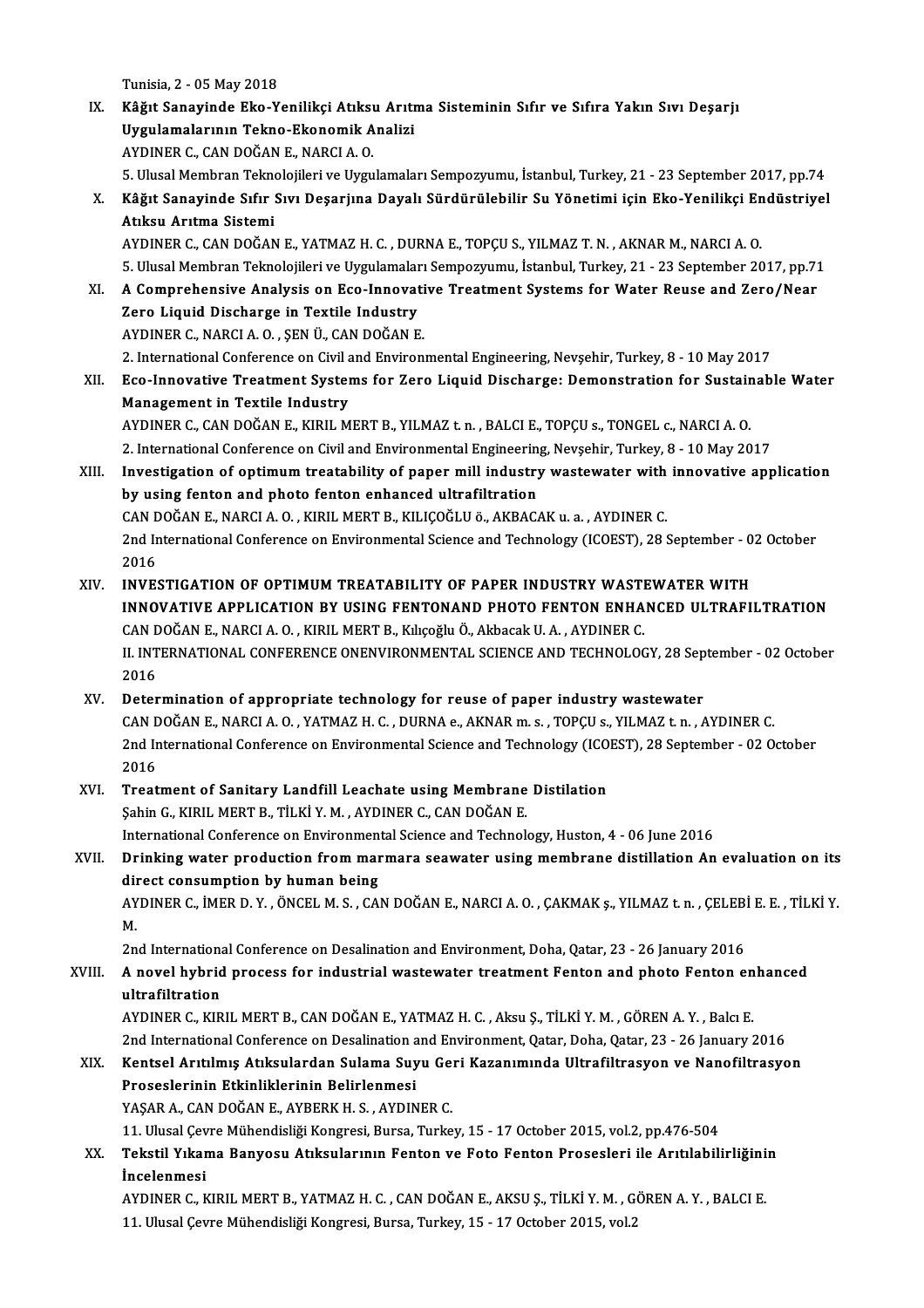Tunisia, 2 - 05 May 2018

IX. **Kâğıt Sanayinde Eko-Yenilikçi Atıksu Arıtma Sisteminin Sıfır ve Sıfıra Yakın Sıvı Deşarjı Uygulamalarının Tekno-Ekonomik Analizi**
AYDINER C., CAN DOĞAN E., NARCI A. O.
5. Ulusal Membran Teknolojileri ve Uygulamaları Sempozyumu, İstanbul, Turkey, 21 - 23 September 2017, pp.74

X. **Kâğıt Sanayinde Sıfır Sıvı Deşarjına Dayalı Sürdürülebilir Su Yönetimi için Eko-Yenilikçi Endüstriyel Atıksu Arıtma Sistemi**
AYDINER C., CAN DOĞAN E., YATMAZ H. C. , DURNA E., TOPÇU S., YILMAZ T. N. , AKNAR M., NARCI A. O.
5. Ulusal Membran Teknolojileri ve Uygulamaları Sempozyumu, İstanbul, Turkey, 21 - 23 September 2017, pp.71

XI. **A Comprehensive Analysis on Eco-Innovative Treatment Systems for Water Reuse and Zero/Near Zero Liquid Discharge in Textile Industry**
AYDINER C., NARCI A. O. , ŞEN Ü., CAN DOĞAN E.
2. International Conference on Civil and Environmental Engineering, Nevşehir, Turkey, 8 - 10 May 2017

XII. **Eco-Innovative Treatment Systems for Zero Liquid Discharge: Demonstration for Sustainable Water Management in Textile Industry**
AYDINER C., CAN DOĞAN E., KIRIL MERT B., YILMAZ t. n. , BALCI E., TOPÇU s., TONGEL c., NARCI A. O.
2. International Conference on Civil and Environmental Engineering, Nevşehir, Turkey, 8 - 10 May 2017

XIII. **Investigation of optimum treatability of paper mill industry wastewater with innovative application by using fenton and photo fenton enhanced ultrafiltration**
CAN DOĞAN E., NARCI A. O. , KIRIL MERT B., KILIÇOĞLU ö., AKBACAK u. a. , AYDINER C.
2nd International Conference on Environmental Science and Technology (ICOEST), 28 September - 02 October 2016

XIV. **INVESTIGATION OF OPTIMUM TREATABILITY OF PAPER INDUSTRY WASTEWATER WITH INNOVATIVE APPLICATION BY USING FENTONAND PHOTO FENTON ENHANCED ULTRAFILTRATION**
CAN DOĞAN E., NARCI A. O. , KIRIL MERT B., Kılıçoğlu Ö., Akbacak U. A. , AYDINER C.
II. INTERNATIONAL CONFERENCE ONENVIRONMENTAL SCIENCE AND TECHNOLOGY, 28 September - 02 October 2016

XV. **Determination of appropriate technology for reuse of paper industry wastewater**
CAN DOĞAN E., NARCI A. O. , YATMAZ H. C. , DURNA e., AKNAR m. s. , TOPÇU s., YILMAZ t. n. , AYDINER C.
2nd International Conference on Environmental Science and Technology (ICOEST), 28 September - 02 October 2016

XVI. **Treatment of Sanitary Landfill Leachate using Membrane Distilation**
Şahin G., KIRIL MERT B., TİLKİ Y. M. , AYDINER C., CAN DOĞAN E.
International Conference on Environmental Science and Technology, Huston, 4 - 06 June 2016

XVII. **Drinking water production from marmara seawater using membrane distillation An evaluation on its direct consumption by human being**
AYDINER C., İMER D. Y. , ÖNCEL M. S. , CAN DOĞAN E., NARCI A. O. , ÇAKMAK ş., YILMAZ t. n. , ÇELEBİ E. E. , TİLKİ Y. M.
2nd International Conference on Desalination and Environment, Doha, Qatar, 23 - 26 January 2016

XVIII. **A novel hybrid process for industrial wastewater treatment Fenton and photo Fenton enhanced ultrafiltration**
AYDINER C., KIRIL MERT B., CAN DOĞAN E., YATMAZ H. C. , Aksu Ş., TİLKİ Y. M. , GÖREN A. Y. , Balcı E.
2nd International Conference on Desalination and Environment, Qatar, Doha, Qatar, 23 - 26 January 2016

XIX. **Kentsel Arıtılmış Atıksulardan Sulama Suyu Geri Kazanımında Ultrafiltrasyon ve Nanofiltrasyon Proseslerinin Etkinliklerinin Belirlenmesi**
YAŞAR A., CAN DOĞAN E., AYBERK H. S. , AYDINER C.
11. Ulusal Çevre Mühendisliği Kongresi, Bursa, Turkey, 15 - 17 October 2015, vol.2, pp.476-504

XX. **Tekstil Yıkama Banyosu Atıksularının Fenton ve Foto Fenton Prosesleri ile Arıtılabilirliğinin İncelenmesi**
AYDINER C., KIRIL MERT B., YATMAZ H. C. , CAN DOĞAN E., AKSU Ş., TİLKİ Y. M. , GÖREN A. Y. , BALCI E.
11. Ulusal Çevre Mühendisliği Kongresi, Bursa, Turkey, 15 - 17 October 2015, vol.2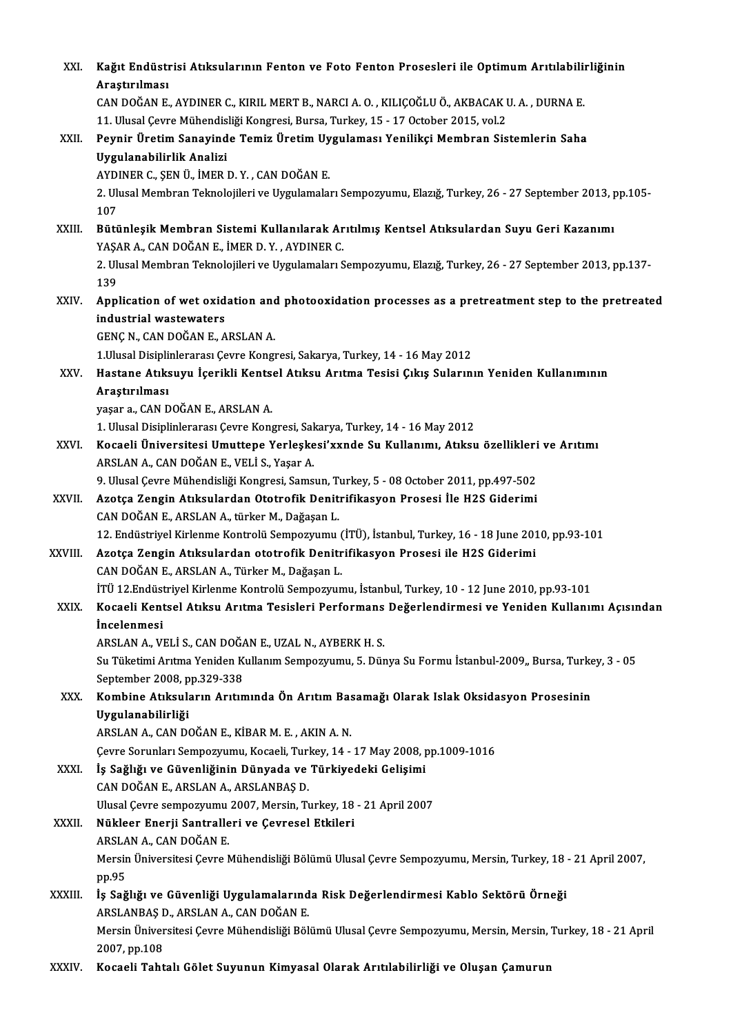XXI. **Kağıt Endüstrisi Atıksularının Fenton ve Foto Fenton Prosesleri ile Optimum Arıtılabilirliğinin Araştırılması**
CAN DOĞAN E., AYDINER C., KIRIL MERT B., NARCI A. O. , KILIÇOĞLU Ö., AKBACAK U. A. , DURNA E.
11. Ulusal Çevre Mühendisliği Kongresi, Bursa, Turkey, 15 - 17 October 2015, vol.2

XXII. **Peynir Üretim Sanayinde Temiz Üretim Uygulaması Yenilikçi Membran Sistemlerin Saha Uygulanabilirlik Analizi**
AYDINER C., ŞEN Ü., İMER D. Y. , CAN DOĞAN E.
2. Ulusal Membran Teknolojileri ve Uygulamaları Sempozyumu, Elazığ, Turkey, 26 - 27 September 2013, pp.105-107

XXIII. **Bütünleşik Membran Sistemi Kullanılarak Arıtılmış Kentsel Atıksulardan Suyu Geri Kazanımı**
YAŞAR A., CAN DOĞAN E., İMER D. Y. , AYDINER C.
2. Ulusal Membran Teknolojileri ve Uygulamaları Sempozyumu, Elazığ, Turkey, 26 - 27 September 2013, pp.137-139

XXIV. **Application of wet oxidation and photooxidation processes as a pretreatment step to the pretreated industrial wastewaters**
GENÇ N., CAN DOĞAN E., ARSLAN A.
1.Ulusal Disiplinlerarası Çevre Kongresi, Sakarya, Turkey, 14 - 16 May 2012

XXV. **Hastane Atıksuyu İçerikli Kentsel Atıksu Arıtma Tesisi Çıkış Sularının Yeniden Kullanımının Araştırılması**
yaşar a., CAN DOĞAN E., ARSLAN A.
1. Ulusal Disiplinlerarası Çevre Kongresi, Sakarya, Turkey, 14 - 16 May 2012

XXVI. **Kocaeli Üniversitesi Umuttepe Yerleşkesi'xxnde Su Kullanımı, Atıksu özellikleri ve Arıtımı**
ARSLAN A., CAN DOĞAN E., VELİ S., Yaşar A.
9. Ulusal Çevre Mühendisliği Kongresi, Samsun, Turkey, 5 - 08 October 2011, pp.497-502

XXVII. **Azotça Zengin Atıksulardan Ototrofik Denitrifikasyon Prosesi İle H2S Giderimi**
CAN DOĞAN E., ARSLAN A., türker M., Dağaşan L.
12. Endüstriyel Kirlenme Kontrolü Sempozyumu (İTÜ), İstanbul, Turkey, 16 - 18 June 2010, pp.93-101

XXVIII. **Azotça Zengin Atıksulardan ototrofik Denitrifikasyon Prosesi ile H2S Giderimi**
CAN DOĞAN E., ARSLAN A., Türker M., Dağaşan L.
İTÜ 12.Endüstriyel Kirlenme Kontrolü Sempozyumu, İstanbul, Turkey, 10 - 12 June 2010, pp.93-101

XXIX. **Kocaeli Kentsel Atıksu Arıtma Tesisleri Performans Değerlendirmesi ve Yeniden Kullanımı Açısından İncelenmesi**
ARSLAN A., VELİ S., CAN DOĞAN E., UZAL N., AYBERK H. S.
Su Tüketimi Arıtma Yeniden Kullanım Sempozyumu, 5. Dünya Su Formu İstanbul-2009,, Bursa, Turkey, 3 - 05 September 2008, pp.329-338

XXX. **Kombine Atıksuların Arıtımında Ön Arıtım Basamağı Olarak Islak Oksidasyon Prosesinin Uygulanabilirliği**
ARSLAN A., CAN DOĞAN E., KİBAR M. E. , AKIN A. N.
Çevre Sorunları Sempozyumu, Kocaeli, Turkey, 14 - 17 May 2008, pp.1009-1016

XXXI. **İş Sağlığı ve Güvenliğinin Dünyada ve Türkiyedeki Gelişimi**
CAN DOĞAN E., ARSLAN A., ARSLANBAŞ D.
Ulusal Çevre sempozyumu 2007, Mersin, Turkey, 18 - 21 April 2007

XXXII. **Nükleer Enerji Santralleri ve Çevresel Etkileri**
ARSLAN A., CAN DOĞAN E.
Mersin Üniversitesi Çevre Mühendisliği Bölümü Ulusal Çevre Sempozyumu, Mersin, Turkey, 18 - 21 April 2007, pp.95

XXXIII. **İş Sağlığı ve Güvenliği Uygulamalarında Risk Değerlendirmesi Kablo Sektörü Örneği**
ARSLANBAŞ D., ARSLAN A., CAN DOĞAN E.
Mersin Üniversitesi Çevre Mühendisliği Bölümü Ulusal Çevre Sempozyumu, Mersin, Mersin, Turkey, 18 - 21 April 2007, pp.108

XXXIV. **Kocaeli Tahtalı Gölet Suyunun Kimyasal Olarak Arıtılabilirliği ve Oluşan Çamurun**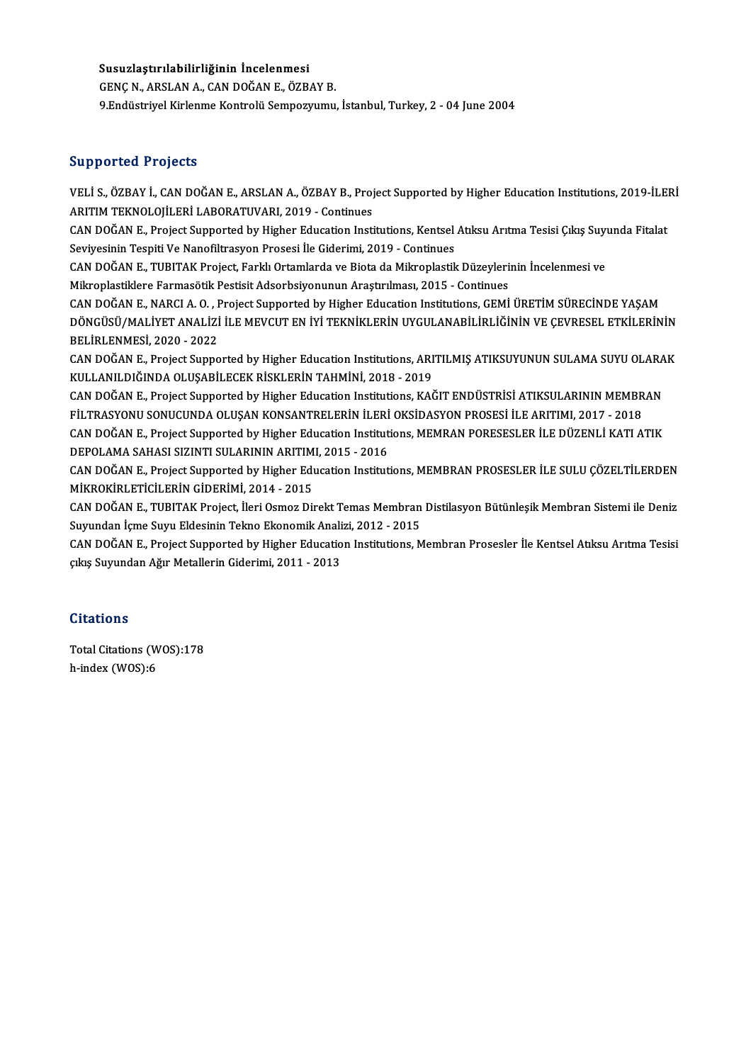**Susuzlaştırılabilirliğinin İncelenmesi**
GENÇ N., ARSLAN A., CAN DOĞAN E., ÖZBAY B.
9.Endüstriyel Kirlenme Kontrolü Sempozyumu, İstanbul, Turkey, 2 - 04 June 2004

## Supported Projects

VELİ S., ÖZBAY İ., CAN DOĞAN E., ARSLAN A., ÖZBAY B., Project Supported by Higher Education Institutions, 2019-İLERİ ARITIM TEKNOLOJİLERİ LABORATUVARI, 2019 - Continues

CAN DOĞAN E., Project Supported by Higher Education Institutions, Kentsel Atıksu Arıtma Tesisi Çıkış Suyunda Fitalat Seviyesinin Tespiti Ve Nanofiltrasyon Prosesi İle Giderimi, 2019 - Continues

CAN DOĞAN E., TUBITAK Project, Farklı Ortamlarda ve Biota da Mikroplastik Düzeylerinin İncelenmesi ve Mikroplastiklere Farmasötik Pestisit Adsorbsiyonunun Araştırılması, 2015 - Continues

CAN DOĞAN E., NARCI A. O. , Project Supported by Higher Education Institutions, GEMİ ÜRETİM SÜRECİNDE YAŞAM DÖNGÜSÜ/MALİYET ANALİZİ İLE MEVCUT EN İYİ TEKNİKLERİN UYGULANABİLİRLİĞİNİN VE ÇEVRESEL ETKİLERİNİN BELİRLENMESİ, 2020 - 2022

CAN DOĞAN E., Project Supported by Higher Education Institutions, ARITILMIŞ ATIKSUYUNUN SULAMA SUYU OLARAK KULLANILDIĞINDA OLUŞABİLECEK RİSKLERİN TAHMİNİ, 2018 - 2019

CAN DOĞAN E., Project Supported by Higher Education Institutions, KAĞIT ENDÜSTRİSİ ATIKSULARININ MEMBRAN FİLTRASYONU SONUCUNDA OLUŞAN KONSANTRELERİN İLERİ OKSİDASYON PROSESİ İLE ARITIMI, 2017 - 2018

CAN DOĞAN E., Project Supported by Higher Education Institutions, MEMRAN PORESESLER İLE DÜZENLİ KATI ATIK DEPOLAMA SAHASI SIZINTI SULARININ ARITIMI, 2015 - 2016

CAN DOĞAN E., Project Supported by Higher Education Institutions, MEMBRAN PROSESLER İLE SULU ÇÖZELTİLERDEN MİKROKİRLETİCİLERİN GİDERİMİ, 2014 - 2015

CAN DOĞAN E., TUBITAK Project, İleri Osmoz Direkt Temas Membran Distilasyon Bütünleşik Membran Sistemi ile Deniz Suyundan İçme Suyu Eldesinin Tekno Ekonomik Analizi, 2012 - 2015

CAN DOĞAN E., Project Supported by Higher Education Institutions, Membran Prosesler İle Kentsel Atıksu Arıtma Tesisi çıkış Suyundan Ağır Metallerin Giderimi, 2011 - 2013

## Citations

Total Citations (WOS):178
h-index (WOS):6